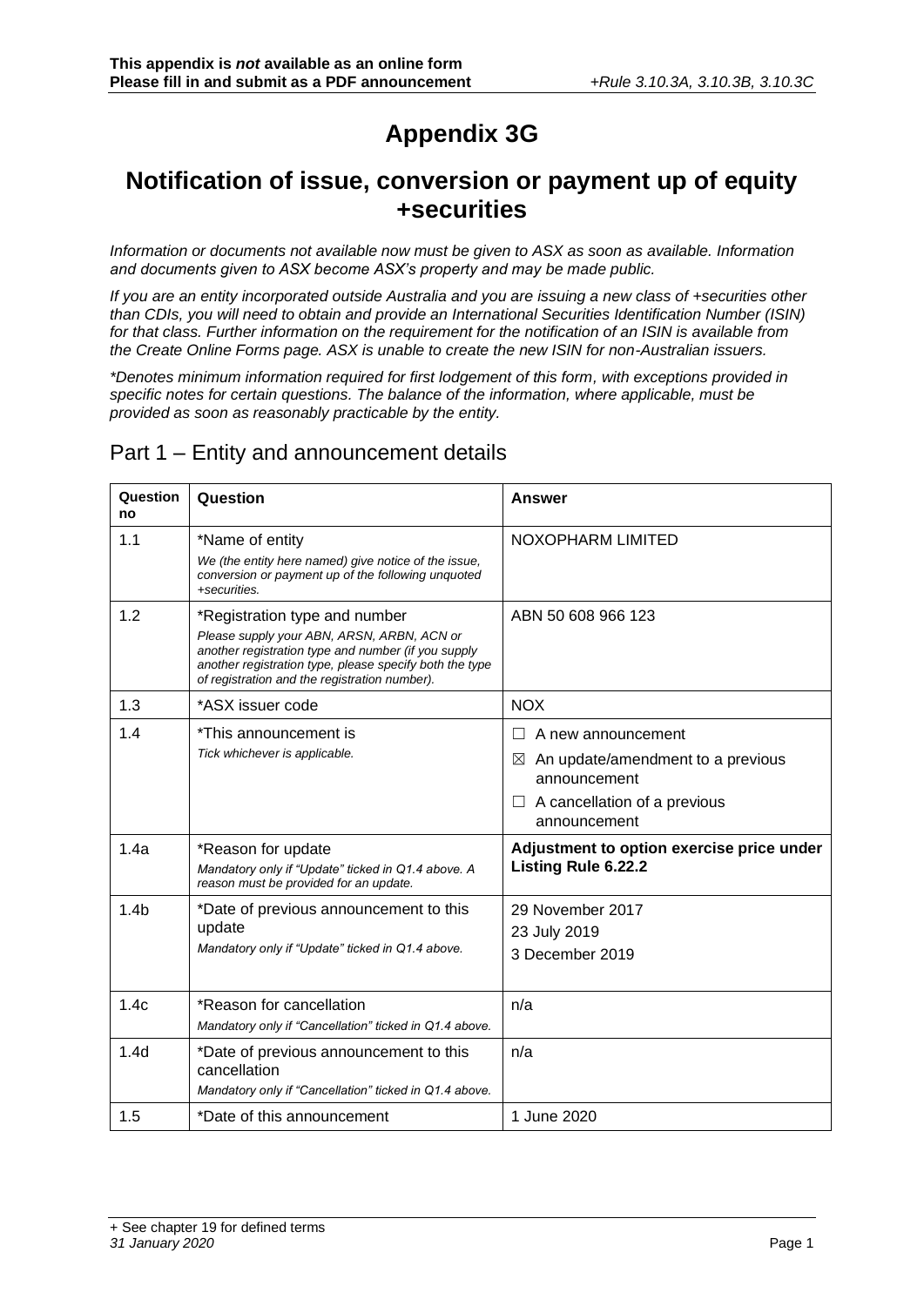**This appendix is *not* available as an online form**
**Please fill in and submit as a PDF announcement** *+Rule 3.10.3A, 3.10.3B, 3.10.3C*

# Appendix 3G

## Notification of issue, conversion or payment up of equity +securities

*Information or documents not available now must be given to ASX as soon as available. Information and documents given to ASX become ASX's property and may be made public.*

*If you are an entity incorporated outside Australia and you are issuing a new class of +securities other than CDIs, you will need to obtain and provide an International Securities Identification Number (ISIN) for that class. Further information on the requirement for the notification of an ISIN is available from the Create Online Forms page. ASX is unable to create the new ISIN for non-Australian issuers.*

*\*Denotes minimum information required for first lodgement of this form, with exceptions provided in specific notes for certain questions. The balance of the information, where applicable, must be provided as soon as reasonably practicable by the entity.*

## Part 1 – Entity and announcement details

| Question no | Question | Answer |
|---|---|---|
| 1.1 | \*Name of entity<br>*We (the entity here named) give notice of the issue, conversion or payment up of the following unquoted +securities.* | NOXOPHARM LIMITED |
| 1.2 | \*Registration type and number<br>*Please supply your ABN, ARSN, ARBN, ACN or another registration type and number (if you supply another registration type, please specify both the type of registration and the registration number).* | ABN 50 608 966 123 |
| 1.3 | \*ASX issuer code | NOX |
| 1.4 | \*This announcement is<br>*Tick whichever is applicable.* | ☐ A new announcement<br>☒ An update/amendment to a previous announcement<br>☐ A cancellation of a previous announcement |
| 1.4a | \*Reason for update<br>*Mandatory only if "Update" ticked in Q1.4 above. A reason must be provided for an update.* | **Adjustment to option exercise price under Listing Rule 6.22.2** |
| 1.4b | \*Date of previous announcement to this update<br>*Mandatory only if "Update" ticked in Q1.4 above.* | 29 November 2017<br>23 July 2019<br>3 December 2019 |
| 1.4c | \*Reason for cancellation<br>*Mandatory only if "Cancellation" ticked in Q1.4 above.* | n/a |
| 1.4d | \*Date of previous announcement to this cancellation<br>*Mandatory only if "Cancellation" ticked in Q1.4 above.* | n/a |
| 1.5 | \*Date of this announcement | 1 June 2020 |

+ See chapter 19 for defined terms
*31 January 2020*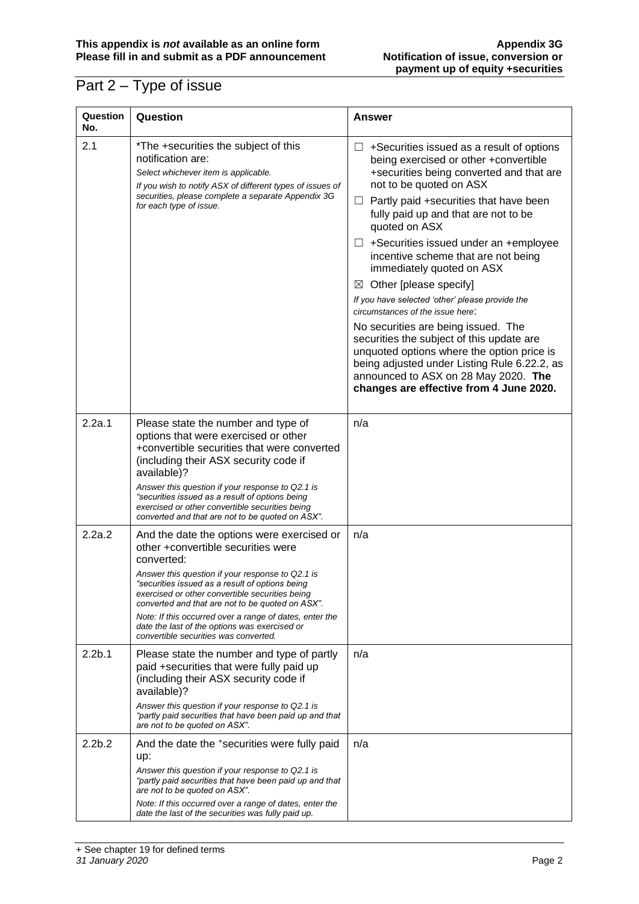# Part 2 – Type of issue

| Question No. | Question | Answer |
|---|---|---|
| 2.1 | *The +securities the subject of this notification are:<br>*Select whichever item is applicable.*<br>*If you wish to notify ASX of different types of issues of securities, please complete a separate Appendix 3G for each type of issue.* | ☐ +Securities issued as a result of options being exercised or other +convertible +securities being converted and that are not to be quoted on ASX<br>☐ Partly paid +securities that have been fully paid up and that are not to be quoted on ASX<br>☐ +Securities issued under an +employee incentive scheme that are not being immediately quoted on ASX<br>☒ Other [please specify]<br>*If you have selected 'other' please provide the circumstances of the issue here*:<br>No securities are being issued. The securities the subject of this update are unquoted options where the option price is being adjusted under Listing Rule 6.22.2, as announced to ASX on 28 May 2020. **The changes are effective from 4 June 2020.** |
| 2.2a.1 | Please state the number and type of options that were exercised or other +convertible securities that were converted (including their ASX security code if available)?<br>*Answer this question if your response to Q2.1 is "securities issued as a result of options being exercised or other convertible securities being converted and that are not to be quoted on ASX".* | n/a |
| 2.2a.2 | And the date the options were exercised or other +convertible securities were converted:<br>*Answer this question if your response to Q2.1 is "securities issued as a result of options being exercised or other convertible securities being converted and that are not to be quoted on ASX".*<br>*Note: If this occurred over a range of dates, enter the date the last of the options was exercised or convertible securities was converted.* | n/a |
| 2.2b.1 | Please state the number and type of partly paid +securities that were fully paid up (including their ASX security code if available)?<br>*Answer this question if your response to Q2.1 is "partly paid securities that have been paid up and that are not to be quoted on ASX".* | n/a |
| 2.2b.2 | And the date the +securities were fully paid up:<br>*Answer this question if your response to Q2.1 is "partly paid securities that have been paid up and that are not to be quoted on ASX".*<br>*Note: If this occurred over a range of dates, enter the date the last of the securities was fully paid up.* | n/a |

+ See chapter 19 for defined terms
*31 January 2020*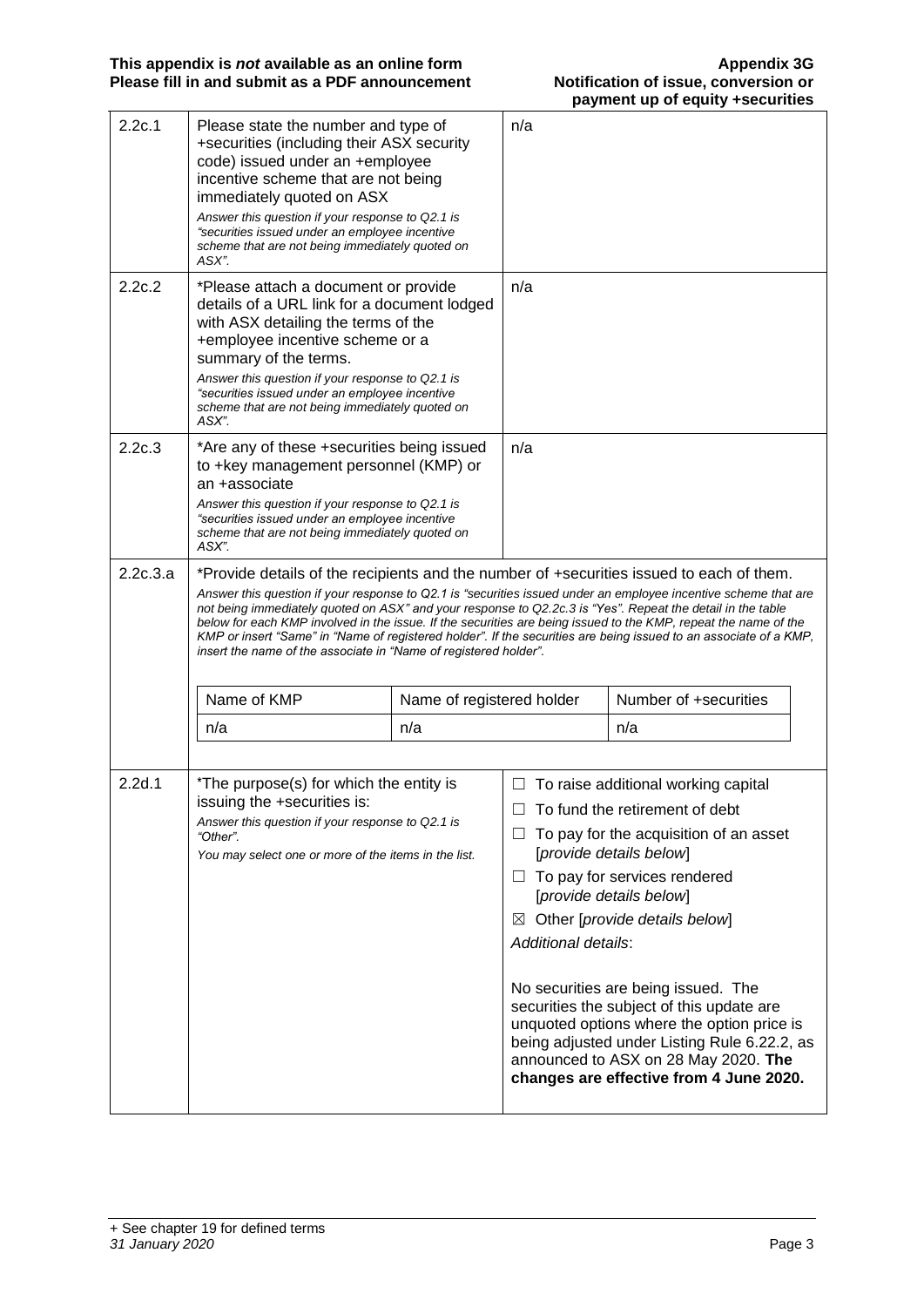| | | |
|---|---|---|
| 2.2c.1 | Please state the number and type of +securities (including their ASX security code) issued under an +employee incentive scheme that are not being immediately quoted on ASX<br>*Answer this question if your response to Q2.1 is "securities issued under an employee incentive scheme that are not being immediately quoted on ASX".* | n/a |
| 2.2c.2 | *Please attach a document or provide details of a URL link for a document lodged with ASX detailing the terms of the +employee incentive scheme or a summary of the terms.<br>*Answer this question if your response to Q2.1 is "securities issued under an employee incentive scheme that are not being immediately quoted on ASX".* | n/a |
| 2.2c.3 | *Are any of these +securities being issued to +key management personnel (KMP) or an +associate<br>*Answer this question if your response to Q2.1 is "securities issued under an employee incentive scheme that are not being immediately quoted on ASX".* | n/a |

**2.2c.3.a** *Provide details of the recipients and the number of +securities issued to each of them.

*Answer this question if your response to Q2.1 is "securities issued under an employee incentive scheme that are not being immediately quoted on ASX" and your response to Q2.2c.3 is "Yes". Repeat the detail in the table below for each KMP involved in the issue. If the securities are being issued to the KMP, repeat the name of the KMP or insert "Same" in "Name of registered holder". If the securities are being issued to an associate of a KMP, insert the name of the associate in "Name of registered holder".*

| Name of KMP | Name of registered holder | Number of +securities |
|---|---|---|
| n/a | n/a | n/a |

| | | |
|---|---|---|
| 2.2d.1 | *The purpose(s) for which the entity is issuing the +securities is:<br>*Answer this question if your response to Q2.1 is "Other".*<br>*You may select one or more of the items in the list.* | ☐ To raise additional working capital<br>☐ To fund the retirement of debt<br>☐ To pay for the acquisition of an asset [*provide details below*]<br>☐ To pay for services rendered [*provide details below*]<br>☒ Other [*provide details below*]<br>*Additional details*:<br><br>No securities are being issued. The securities the subject of this update are unquoted options where the option price is being adjusted under Listing Rule 6.22.2, as announced to ASX on 28 May 2020. **The changes are effective from 4 June 2020.** |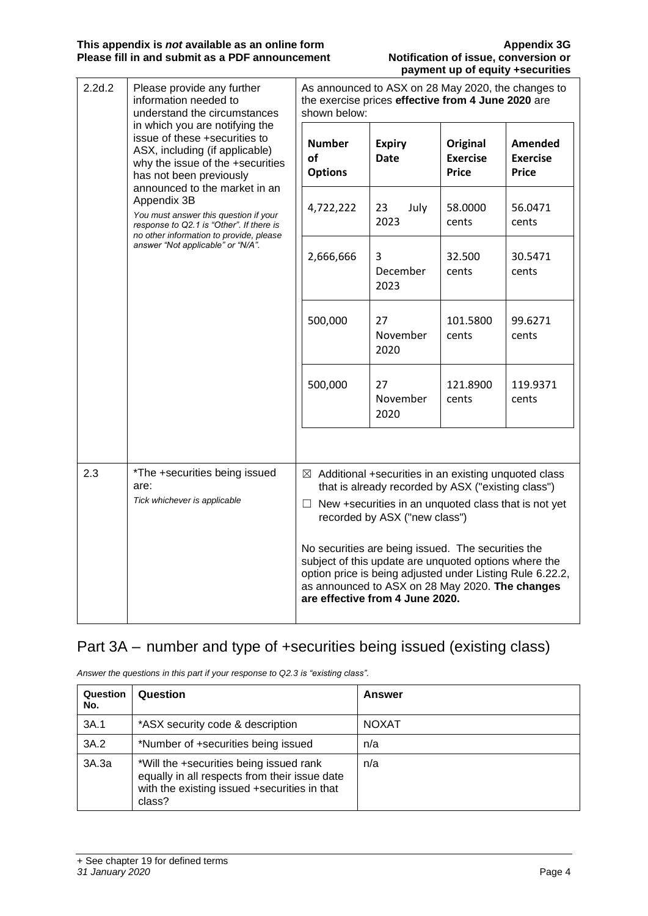| | | |
|---|---|---|
| 2.2d.2 | Please provide any further information needed to understand the circumstances in which you are notifying the issue of these +securities to ASX, including (if applicable) why the issue of the +securities has not been previously announced to the market in an Appendix 3B<br>*You must answer this question if your response to Q2.1 is "Other". If there is no other information to provide, please answer "Not applicable" or "N/A".* | As announced to ASX on 28 May 2020, the changes to the exercise prices **effective from 4 June 2020** are shown below:<br><br>**Number of Options** / **Expiry Date** / **Original Exercise Price** / **Amended Exercise Price**<br>4,722,222 / 23 July 2023 / 58.0000 cents / 56.0471 cents<br>2,666,666 / 3 December 2023 / 32.500 cents / 30.5471 cents<br>500,000 / 27 November 2020 / 101.5800 cents / 99.6271 cents<br>500,000 / 27 November 2020 / 121.8900 cents / 119.9371 cents |
| 2.3 | *The +securities being issued are:<br>*Tick whichever is applicable* | ☒ Additional +securities in an existing unquoted class that is already recorded by ASX ("existing class")<br>☐ New +securities in an unquoted class that is not yet recorded by ASX ("new class")<br><br>No securities are being issued. The securities the subject of this update are unquoted options where the option price is being adjusted under Listing Rule 6.22.2, as announced to ASX on 28 May 2020. **The changes are effective from 4 June 2020.** |

| Number of Options | Expiry Date | Original Exercise Price | Amended Exercise Price |
|---|---|---|---|
| 4,722,222 | 23 July 2023 | 58.0000 cents | 56.0471 cents |
| 2,666,666 | 3 December 2023 | 32.500 cents | 30.5471 cents |
| 500,000 | 27 November 2020 | 101.5800 cents | 99.6271 cents |
| 500,000 | 27 November 2020 | 121.8900 cents | 119.9371 cents |

## Part 3A – number and type of +securities being issued (existing class)

*Answer the questions in this part if your response to Q2.3 is "existing class".*

| Question No. | Question | Answer |
|---|---|---|
| 3A.1 | *ASX security code & description | NOXAT |
| 3A.2 | *Number of +securities being issued | n/a |
| 3A.3a | *Will the +securities being issued rank equally in all respects from their issue date with the existing issued +securities in that class? | n/a |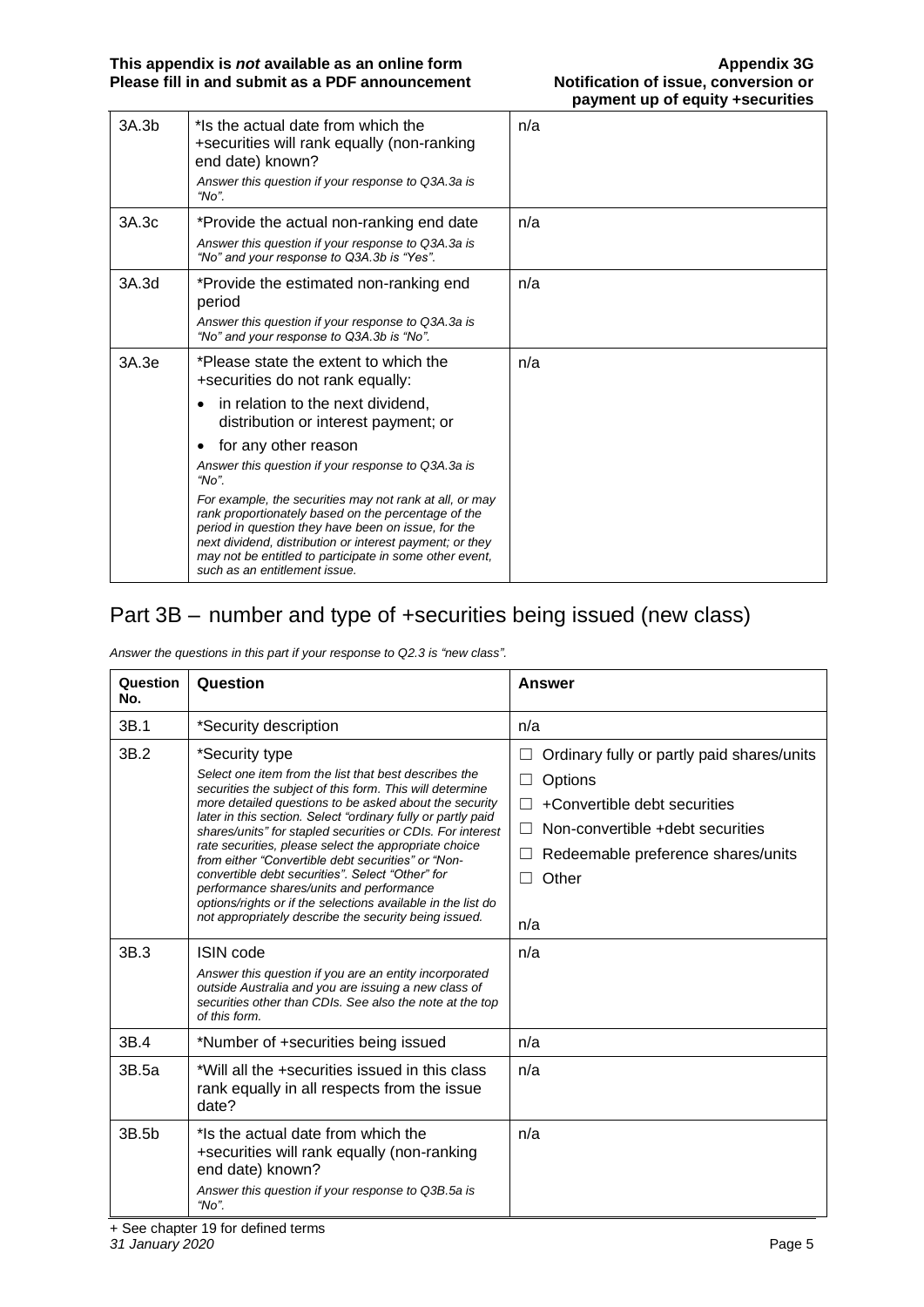| | | |
|---|---|---|
| 3A.3b | *Is the actual date from which the +securities will rank equally (non-ranking end date) known?<br>*Answer this question if your response to Q3A.3a is "No".* | n/a |
| 3A.3c | *Provide the actual non-ranking end date<br>*Answer this question if your response to Q3A.3a is "No" and your response to Q3A.3b is "Yes".* | n/a |
| 3A.3d | *Provide the estimated non-ranking end period<br>*Answer this question if your response to Q3A.3a is "No" and your response to Q3A.3b is "No".* | n/a |
| 3A.3e | *Please state the extent to which the +securities do not rank equally:<br>• in relation to the next dividend, distribution or interest payment; or<br>• for any other reason<br>*Answer this question if your response to Q3A.3a is "No".*<br>*For example, the securities may not rank at all, or may rank proportionately based on the percentage of the period in question they have been on issue, for the next dividend, distribution or interest payment; or they may not be entitled to participate in some other event, such as an entitlement issue.* | n/a |

## Part 3B – number and type of +securities being issued (new class)

*Answer the questions in this part if your response to Q2.3 is "new class".*

| Question No. | Question | Answer |
|---|---|---|
| 3B.1 | *Security description | n/a |
| 3B.2 | *Security type<br>*Select one item from the list that best describes the securities the subject of this form. This will determine more detailed questions to be asked about the security later in this section. Select "ordinary fully or partly paid shares/units" for stapled securities or CDIs. For interest rate securities, please select the appropriate choice from either "Convertible debt securities" or "Non-convertible debt securities". Select "Other" for performance shares/units and performance options/rights or if the selections available in the list do not appropriately describe the security being issued.* | ☐ Ordinary fully or partly paid shares/units<br>☐ Options<br>☐ +Convertible debt securities<br>☐ Non-convertible +debt securities<br>☐ Redeemable preference shares/units<br>☐ Other<br><br>n/a |
| 3B.3 | ISIN code<br>*Answer this question if you are an entity incorporated outside Australia and you are issuing a new class of securities other than CDIs. See also the note at the top of this form.* | n/a |
| 3B.4 | *Number of +securities being issued | n/a |
| 3B.5a | *Will all the +securities issued in this class rank equally in all respects from the issue date? | n/a |
| 3B.5b | *Is the actual date from which the +securities will rank equally (non-ranking end date) known?<br>*Answer this question if your response to Q3B.5a is "No".* | n/a |

+ See chapter 19 for defined terms

*31 January 2020*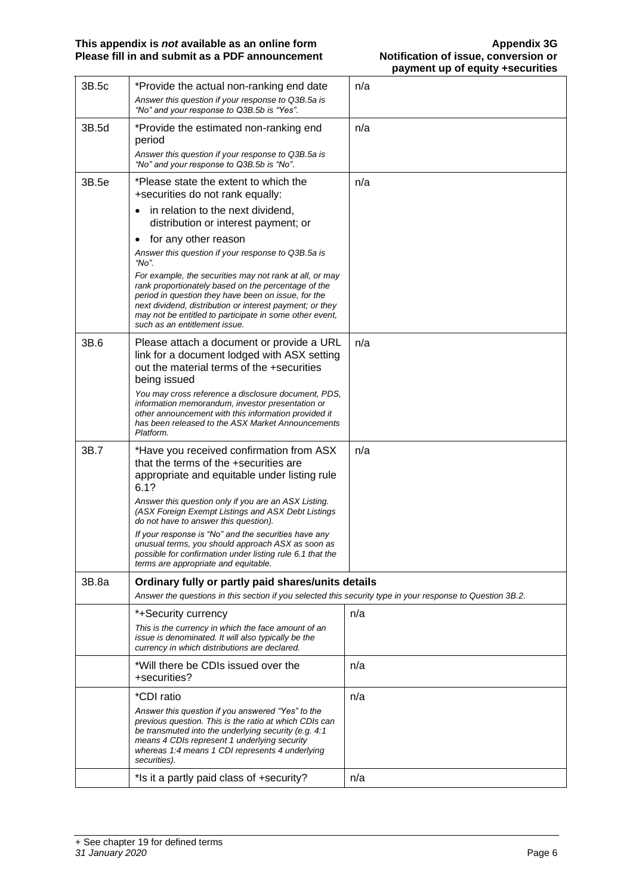| | | |
|---|---|---|
| 3B.5c | *Provide the actual non-ranking end date<br>*Answer this question if your response to Q3B.5a is "No" and your response to Q3B.5b is "Yes".* | n/a |
| 3B.5d | *Provide the estimated non-ranking end period<br>*Answer this question if your response to Q3B.5a is "No" and your response to Q3B.5b is "No".* | n/a |
| 3B.5e | *Please state the extent to which the +securities do not rank equally:<br>• in relation to the next dividend, distribution or interest payment; or<br>• for any other reason<br>*Answer this question if your response to Q3B.5a is "No".*<br>*For example, the securities may not rank at all, or may rank proportionately based on the percentage of the period in question they have been on issue, for the next dividend, distribution or interest payment; or they may not be entitled to participate in some other event, such as an entitlement issue.* | n/a |
| 3B.6 | Please attach a document or provide a URL link for a document lodged with ASX setting out the material terms of the +securities being issued<br>*You may cross reference a disclosure document, PDS, information memorandum, investor presentation or other announcement with this information provided it has been released to the ASX Market Announcements Platform.* | n/a |
| 3B.7 | *Have you received confirmation from ASX that the terms of the +securities are appropriate and equitable under listing rule 6.1?<br>*Answer this question only if you are an ASX Listing. (ASX Foreign Exempt Listings and ASX Debt Listings do not have to answer this question).*<br>*If your response is "No" and the securities have any unusual terms, you should approach ASX as soon as possible for confirmation under listing rule 6.1 that the terms are appropriate and equitable.* | n/a |
| 3B.8a | **Ordinary fully or partly paid shares/units details**<br>*Answer the questions in this section if you selected this security type in your response to Question 3B.2.* | |
| | *+Security currency<br>*This is the currency in which the face amount of an issue is denominated. It will also typically be the currency in which distributions are declared.* | n/a |
| | *Will there be CDIs issued over the +securities? | n/a |
| | *CDI ratio<br>*Answer this question if you answered "Yes" to the previous question. This is the ratio at which CDIs can be transmuted into the underlying security (e.g. 4:1 means 4 CDIs represent 1 underlying security whereas 1:4 means 1 CDI represents 4 underlying securities).* | n/a |
| | *Is it a partly paid class of +security? | n/a |

+ See chapter 19 for defined terms
*31 January 2020*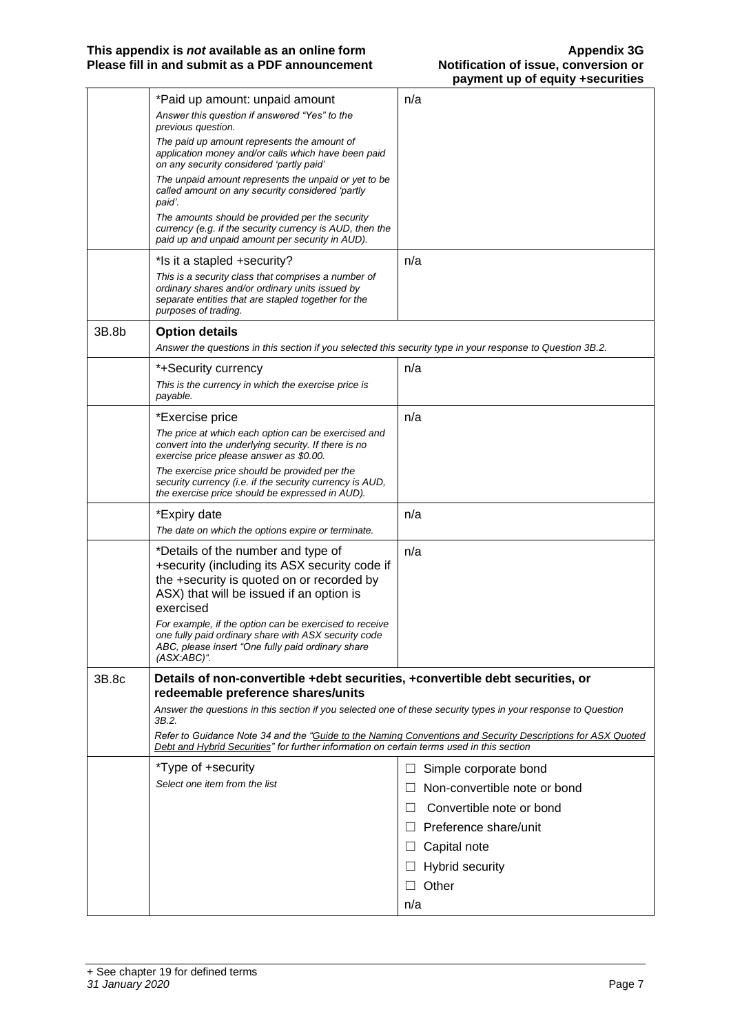| | | |
|---|---|---|
| | \*Paid up amount: unpaid amount<br>*Answer this question if answered "Yes" to the previous question.*<br>*The paid up amount represents the amount of application money and/or calls which have been paid on any security considered 'partly paid'*<br>*The unpaid amount represents the unpaid or yet to be called amount on any security considered 'partly paid'.*<br>*The amounts should be provided per the security currency (e.g. if the security currency is AUD, then the paid up and unpaid amount per security in AUD).* | n/a |
| | \*Is it a stapled +security?<br>*This is a security class that comprises a number of ordinary shares and/or ordinary units issued by separate entities that are stapled together for the purposes of trading.* | n/a |
| 3B.8b | **Option details**<br>*Answer the questions in this section if you selected this security type in your response to Question 3B.2.* | |
| | \*+Security currency<br>*This is the currency in which the exercise price is payable.* | n/a |
| | \*Exercise price<br>*The price at which each option can be exercised and convert into the underlying security. If there is no exercise price please answer as $0.00.*<br>*The exercise price should be provided per the security currency (i.e. if the security currency is AUD, the exercise price should be expressed in AUD).* | n/a |
| | \*Expiry date<br>*The date on which the options expire or terminate.* | n/a |
| | \*Details of the number and type of +security (including its ASX security code if the +security is quoted on or recorded by ASX) that will be issued if an option is exercised<br>*For example, if the option can be exercised to receive one fully paid ordinary share with ASX security code ABC, please insert "One fully paid ordinary share (ASX:ABC)".* | n/a |
| 3B.8c | **Details of non-convertible +debt securities, +convertible debt securities, or redeemable preference shares/units**<br>*Answer the questions in this section if you selected one of these security types in your response to Question 3B.2.*<br>*Refer to Guidance Note 34 and the "Guide to the Naming Conventions and Security Descriptions for ASX Quoted Debt and Hybrid Securities" for further information on certain terms used in this section* | |
| | \*Type of +security<br>*Select one item from the list* | ☐ Simple corporate bond<br>☐ Non-convertible note or bond<br>☐ Convertible note or bond<br>☐ Preference share/unit<br>☐ Capital note<br>☐ Hybrid security<br>☐ Other<br>n/a |

+ See chapter 19 for defined terms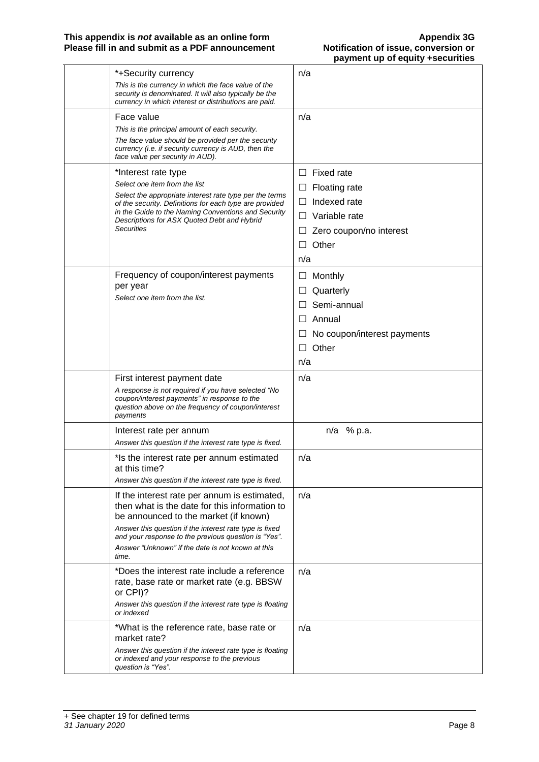| | | |
|---|---|---|
| | *+Security currency<br>*This is the currency in which the face value of the security is denominated. It will also typically be the currency in which interest or distributions are paid.* | n/a |
| | Face value<br>*This is the principal amount of each security.*<br>*The face value should be provided per the security currency (i.e. if security currency is AUD, then the face value per security in AUD).* | n/a |
| | *Interest rate type<br>*Select one item from the list*<br>*Select the appropriate interest rate type per the terms of the security. Definitions for each type are provided in the Guide to the Naming Conventions and Security Descriptions for ASX Quoted Debt and Hybrid Securities* | ☐ Fixed rate<br>☐ Floating rate<br>☐ Indexed rate<br>☐ Variable rate<br>☐ Zero coupon/no interest<br>☐ Other<br>n/a |
| | Frequency of coupon/interest payments per year<br>*Select one item from the list.* | ☐ Monthly<br>☐ Quarterly<br>☐ Semi-annual<br>☐ Annual<br>☐ No coupon/interest payments<br>☐ Other<br>n/a |
| | First interest payment date<br>*A response is not required if you have selected "No coupon/interest payments" in response to the question above on the frequency of coupon/interest payments* | n/a |
| | Interest rate per annum<br>*Answer this question if the interest rate type is fixed.* | n/a % p.a. |
| | *Is the interest rate per annum estimated at this time?<br>*Answer this question if the interest rate type is fixed.* | n/a |
| | If the interest rate per annum is estimated, then what is the date for this information to be announced to the market (if known)<br>*Answer this question if the interest rate type is fixed and your response to the previous question is "Yes".*<br>*Answer "Unknown" if the date is not known at this time.* | n/a |
| | *Does the interest rate include a reference rate, base rate or market rate (e.g. BBSW or CPI)?<br>*Answer this question if the interest rate type is floating or indexed* | n/a |
| | *What is the reference rate, base rate or market rate?<br>*Answer this question if the interest rate type is floating or indexed and your response to the previous question is "Yes".* | n/a |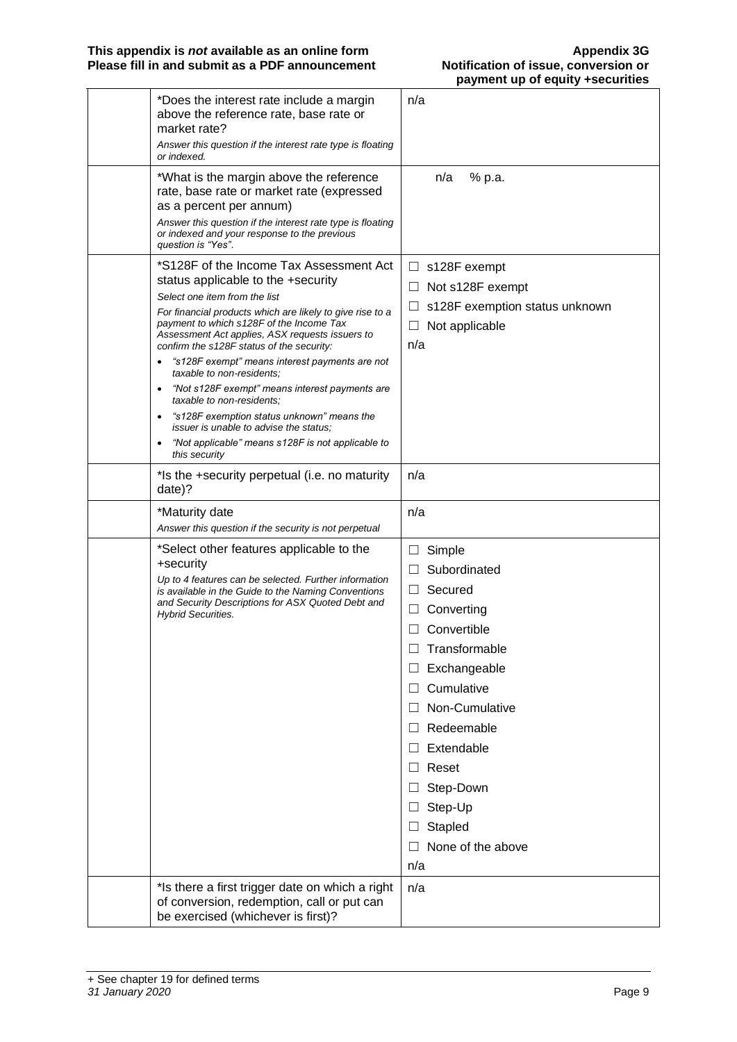| | | |
|---|---|---|
| | *Does the interest rate include a margin above the reference rate, base rate or market rate?<br>*Answer this question if the interest rate type is floating or indexed.* | n/a |
| | *What is the margin above the reference rate, base rate or market rate (expressed as a percent per annum)<br>*Answer this question if the interest rate type is floating or indexed and your response to the previous question is "Yes".* | n/a % p.a. |
| | *S128F of the Income Tax Assessment Act status applicable to the +security<br>*Select one item from the list*<br>*For financial products which are likely to give rise to a payment to which s128F of the Income Tax Assessment Act applies, ASX requests issuers to confirm the s128F status of the security:*<br>• *"s128F exempt" means interest payments are not taxable to non-residents;*<br>• *"Not s128F exempt" means interest payments are taxable to non-residents;*<br>• *"s128F exemption status unknown" means the issuer is unable to advise the status;*<br>• *"Not applicable" means s128F is not applicable to this security* | ☐ s128F exempt<br>☐ Not s128F exempt<br>☐ s128F exemption status unknown<br>☐ Not applicable<br>n/a |
| | *Is the +security perpetual (i.e. no maturity date)? | n/a |
| | *Maturity date<br>*Answer this question if the security is not perpetual* | n/a |
| | *Select other features applicable to the +security<br>*Up to 4 features can be selected. Further information is available in the Guide to the Naming Conventions and Security Descriptions for ASX Quoted Debt and Hybrid Securities.* | ☐ Simple<br>☐ Subordinated<br>☐ Secured<br>☐ Converting<br>☐ Convertible<br>☐ Transformable<br>☐ Exchangeable<br>☐ Cumulative<br>☐ Non-Cumulative<br>☐ Redeemable<br>☐ Extendable<br>☐ Reset<br>☐ Step-Down<br>☐ Step-Up<br>☐ Stapled<br>☐ None of the above<br>n/a |
| | *Is there a first trigger date on which a right of conversion, redemption, call or put can be exercised (whichever is first)? | n/a |

+ See chapter 19 for defined terms
*31 January 2020*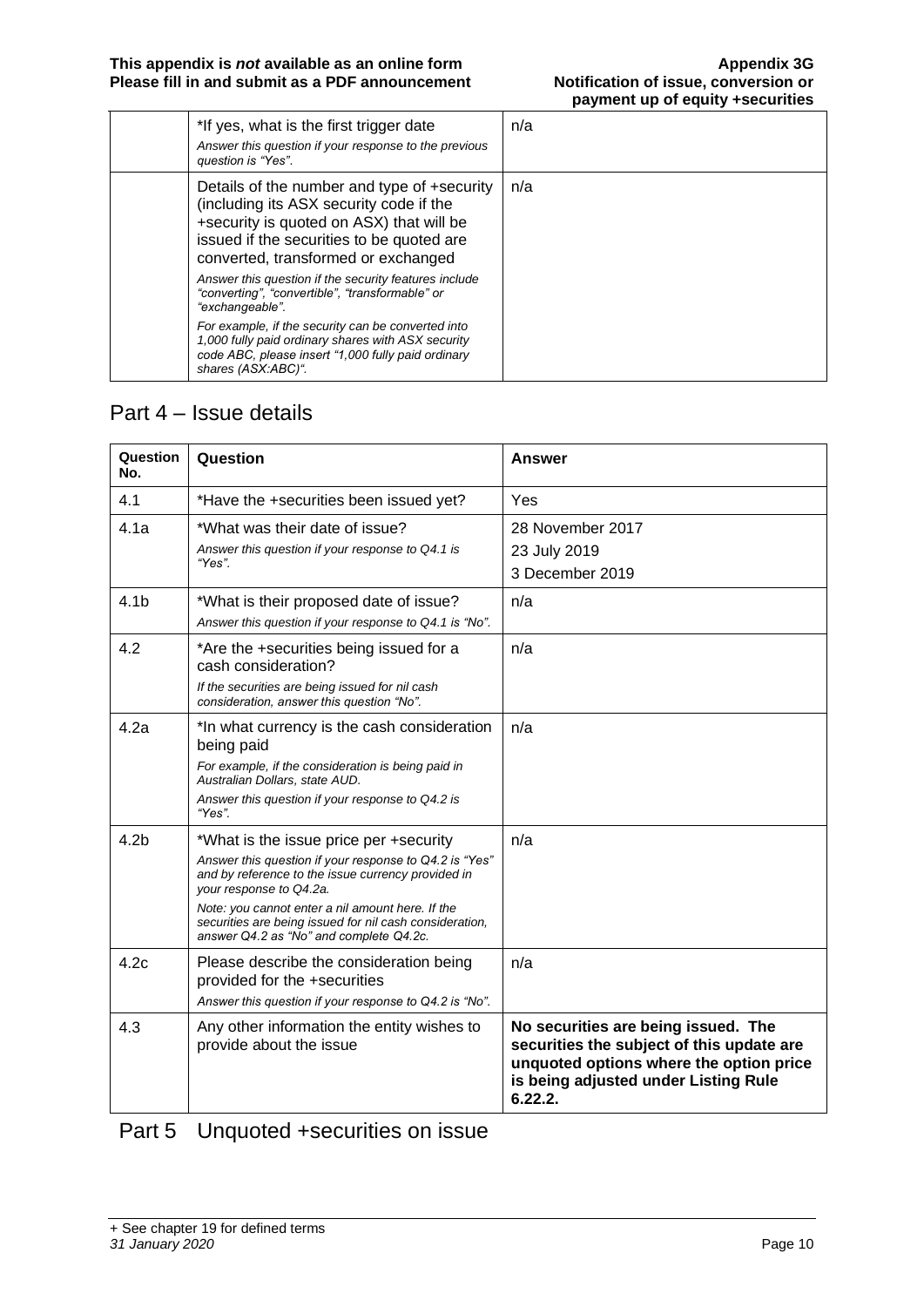| | | |
|---|---|---|
| | *If yes, what is the first trigger date<br>*Answer this question if your response to the previous question is "Yes".* | n/a |
| | Details of the number and type of +security (including its ASX security code if the +security is quoted on ASX) that will be issued if the securities to be quoted are converted, transformed or exchanged<br>*Answer this question if the security features include "converting", "convertible", "transformable" or "exchangeable".*<br>*For example, if the security can be converted into 1,000 fully paid ordinary shares with ASX security code ABC, please insert "1,000 fully paid ordinary shares (ASX:ABC)".* | n/a |

## Part 4 – Issue details

| Question No. | Question | Answer |
|---|---|---|
| 4.1 | *Have the +securities been issued yet? | Yes |
| 4.1a | *What was their date of issue?<br>*Answer this question if your response to Q4.1 is "Yes".* | 28 November 2017<br>23 July 2019<br>3 December 2019 |
| 4.1b | *What is their proposed date of issue?<br>*Answer this question if your response to Q4.1 is "No".* | n/a |
| 4.2 | *Are the +securities being issued for a cash consideration?<br>*If the securities are being issued for nil cash consideration, answer this question "No".* | n/a |
| 4.2a | *In what currency is the cash consideration being paid<br>*For example, if the consideration is being paid in Australian Dollars, state AUD.*<br>*Answer this question if your response to Q4.2 is "Yes".* | n/a |
| 4.2b | *What is the issue price per +security<br>*Answer this question if your response to Q4.2 is "Yes" and by reference to the issue currency provided in your response to Q4.2a.*<br>*Note: you cannot enter a nil amount here. If the securities are being issued for nil cash consideration, answer Q4.2 as "No" and complete Q4.2c.* | n/a |
| 4.2c | Please describe the consideration being provided for the +securities<br>*Answer this question if your response to Q4.2 is "No".* | n/a |
| 4.3 | Any other information the entity wishes to provide about the issue | **No securities are being issued. The securities the subject of this update are unquoted options where the option price is being adjusted under Listing Rule 6.22.2.** |

## Part 5 Unquoted +securities on issue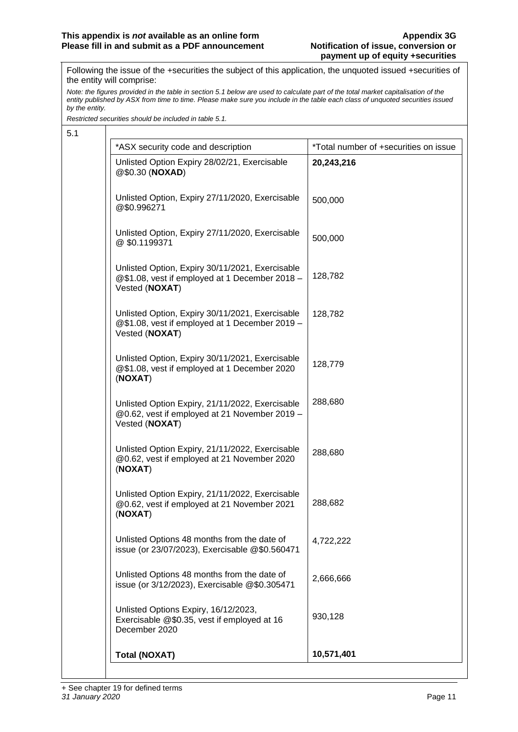Following the issue of the +securities the subject of this application, the unquoted issued +securities of the entity will comprise:

*Note: the figures provided in the table in section 5.1 below are used to calculate part of the total market capitalisation of the entity published by ASX from time to time. Please make sure you include in the table each class of unquoted securities issued by the entity.*

*Restricted securities should be included in table 5.1.*

5.1

| *ASX security code and description | *Total number of +securities on issue |
|---|---|
| Unlisted Option Expiry 28/02/21, Exercisable @$0.30 (**NOXAD**) | **20,243,216** |
| Unlisted Option, Expiry 27/11/2020, Exercisable @$0.996271 | 500,000 |
| Unlisted Option, Expiry 27/11/2020, Exercisable @ $0.1199371 | 500,000 |
| Unlisted Option, Expiry 30/11/2021, Exercisable @$1.08, vest if employed at 1 December 2018 – Vested (**NOXAT**) | 128,782 |
| Unlisted Option, Expiry 30/11/2021, Exercisable @$1.08, vest if employed at 1 December 2019 – Vested (**NOXAT**) | 128,782 |
| Unlisted Option, Expiry 30/11/2021, Exercisable @$1.08, vest if employed at 1 December 2020 (**NOXAT**) | 128,779 |
| Unlisted Option Expiry, 21/11/2022, Exercisable @0.62, vest if employed at 21 November 2019 – Vested (**NOXAT**) | 288,680 |
| Unlisted Option Expiry, 21/11/2022, Exercisable @0.62, vest if employed at 21 November 2020 (**NOXAT**) | 288,680 |
| Unlisted Option Expiry, 21/11/2022, Exercisable @0.62, vest if employed at 21 November 2021 (**NOXAT**) | 288,682 |
| Unlisted Options 48 months from the date of issue (or 23/07/2023), Exercisable @$0.560471 | 4,722,222 |
| Unlisted Options 48 months from the date of issue (or 3/12/2023), Exercisable @$0.305471 | 2,666,666 |
| Unlisted Options Expiry, 16/12/2023, Exercisable @$0.35, vest if employed at 16 December 2020 | 930,128 |
| **Total (NOXAT)** | **10,571,401** |

+ See chapter 19 for defined terms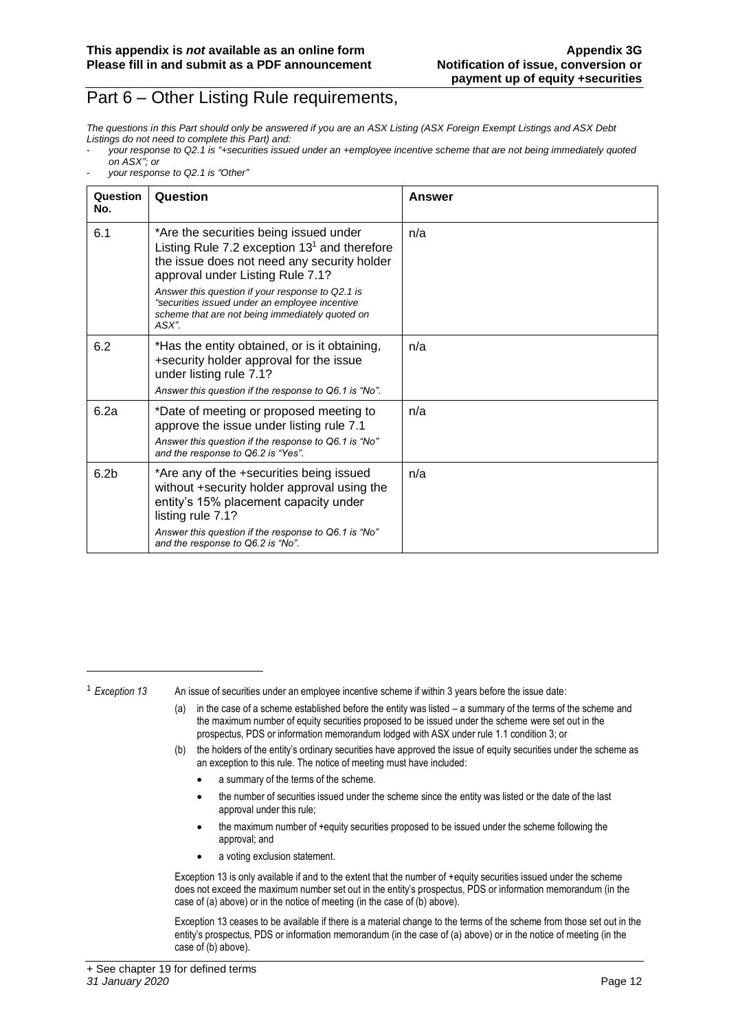## Part 6 – Other Listing Rule requirements,

*The questions in this Part should only be answered if you are an ASX Listing (ASX Foreign Exempt Listings and ASX Debt Listings do not need to complete this Part) and:*

- *your response to Q2.1 is "+securities issued under an +employee incentive scheme that are not being immediately quoted on ASX"; or*
- *your response to Q2.1 is "Other"*

| Question No. | Question | Answer |
|---|---|---|
| 6.1 | *Are the securities being issued under Listing Rule 7.2 exception 13[1] and therefore the issue does not need any security holder approval under Listing Rule 7.1?<br>*Answer this question if your response to Q2.1 is "securities issued under an employee incentive scheme that are not being immediately quoted on ASX".* | n/a |
| 6.2 | *Has the entity obtained, or is it obtaining, +security holder approval for the issue under listing rule 7.1?<br>*Answer this question if the response to Q6.1 is "No".* | n/a |
| 6.2a | *Date of meeting or proposed meeting to approve the issue under listing rule 7.1<br>*Answer this question if the response to Q6.1 is "No" and the response to Q6.2 is "Yes".* | n/a |
| 6.2b | *Are any of the +securities being issued without +security holder approval using the entity's 15% placement capacity under listing rule 7.1?<br>*Answer this question if the response to Q6.1 is "No" and the response to Q6.2 is "No".* | n/a |

[1] *Exception 13* An issue of securities under an employee incentive scheme if within 3 years before the issue date:

(a) in the case of a scheme established before the entity was listed – a summary of the terms of the scheme and the maximum number of equity securities proposed to be issued under the scheme were set out in the prospectus, PDS or information memorandum lodged with ASX under rule 1.1 condition 3; or

(b) the holders of the entity's ordinary securities have approved the issue of equity securities under the scheme as an exception to this rule. The notice of meeting must have included:

- a summary of the terms of the scheme.
- the number of securities issued under the scheme since the entity was listed or the date of the last approval under this rule;
- the maximum number of +equity securities proposed to be issued under the scheme following the approval; and
- a voting exclusion statement.

Exception 13 is only available if and to the extent that the number of +equity securities issued under the scheme does not exceed the maximum number set out in the entity's prospectus, PDS or information memorandum (in the case of (a) above) or in the notice of meeting (in the case of (b) above).

Exception 13 ceases to be available if there is a material change to the terms of the scheme from those set out in the entity's prospectus, PDS or information memorandum (in the case of (a) above) or in the notice of meeting (in the case of (b) above).

+ See chapter 19 for defined terms
*31 January 2020*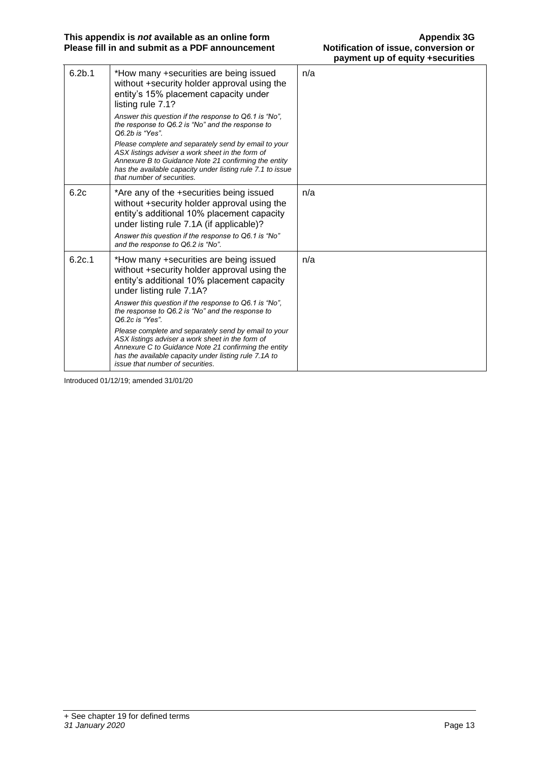| | | |
|---|---|---|
| 6.2b.1 | *How many +securities are being issued without +security holder approval using the entity's 15% placement capacity under listing rule 7.1?<br><br>*Answer this question if the response to Q6.1 is "No", the response to Q6.2 is "No" and the response to Q6.2b is "Yes".*<br><br>*Please complete and separately send by email to your ASX listings adviser a work sheet in the form of Annexure B to Guidance Note 21 confirming the entity has the available capacity under listing rule 7.1 to issue that number of securities.* | n/a |
| 6.2c | *Are any of the +securities being issued without +security holder approval using the entity's additional 10% placement capacity under listing rule 7.1A (if applicable)?<br><br>*Answer this question if the response to Q6.1 is "No" and the response to Q6.2 is "No".* | n/a |
| 6.2c.1 | *How many +securities are being issued without +security holder approval using the entity's additional 10% placement capacity under listing rule 7.1A?<br><br>*Answer this question if the response to Q6.1 is "No", the response to Q6.2 is "No" and the response to Q6.2c is "Yes".*<br><br>*Please complete and separately send by email to your ASX listings adviser a work sheet in the form of Annexure C to Guidance Note 21 confirming the entity has the available capacity under listing rule 7.1A to issue that number of securities.* | n/a |

Introduced 01/12/19; amended 31/01/20

+ See chapter 19 for defined terms